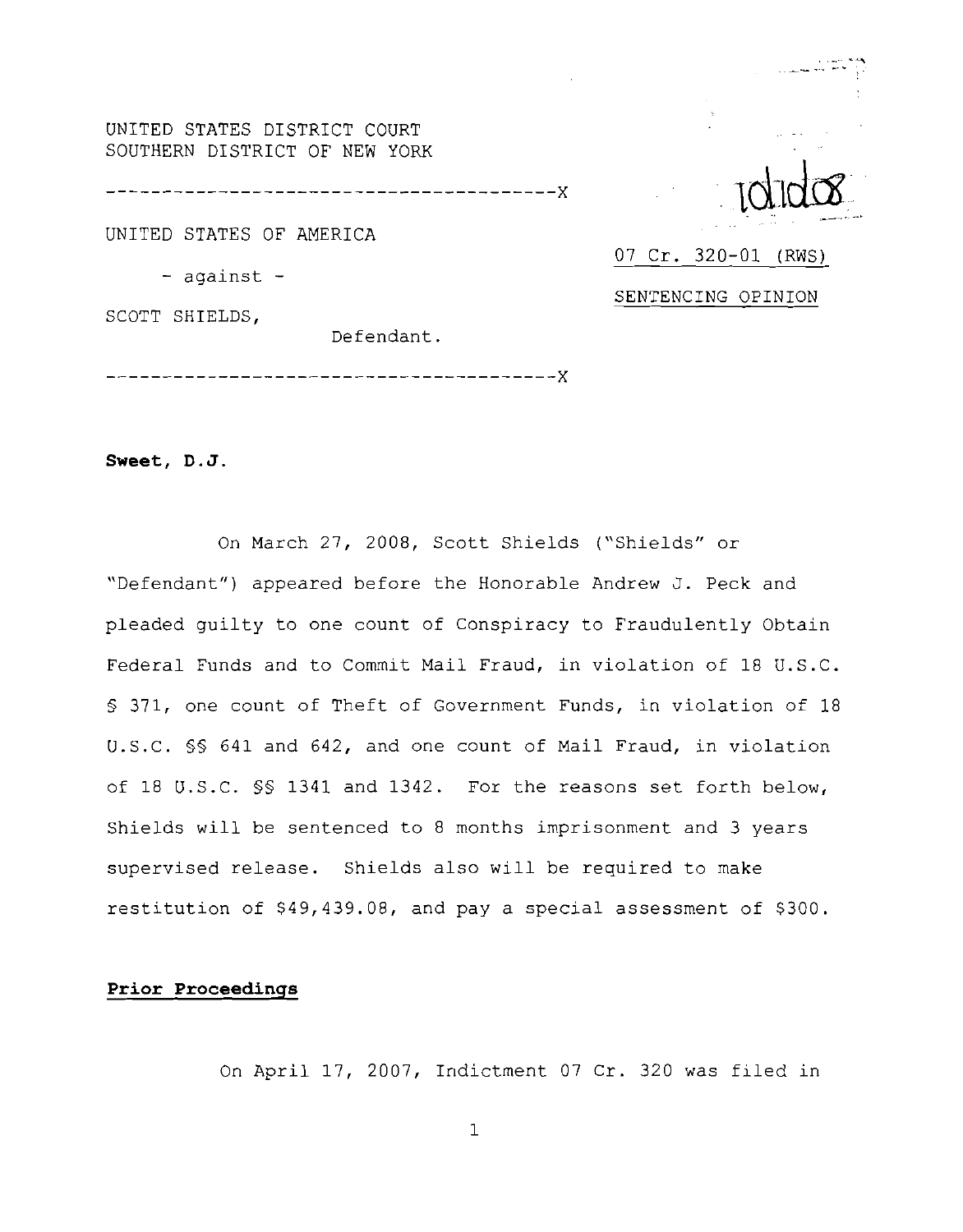UNITED STATES DISTRICT COURT
SOUTHERN DISTRICT OF NEW YORK

----------------------------------------X

UNITED STATES OF AMERICA

- against -

SCOTT SHIELDS,

Defendant.

----------------------------------------X

10/10/08

07 Cr. 320-01 (RWS)

SENTENCING OPINION

**Sweet, D.J.**

On March 27, 2008, Scott Shields ("Shields" or "Defendant") appeared before the Honorable Andrew J. Peck and pleaded guilty to one count of Conspiracy to Fraudulently Obtain Federal Funds and to Commit Mail Fraud, in violation of 18 U.S.C. § 371, one count of Theft of Government Funds, in violation of 18 U.S.C. §§ 641 and 642, and one count of Mail Fraud, in violation of 18 U.S.C. §§ 1341 and 1342. For the reasons set forth below, Shields will be sentenced to 8 months imprisonment and 3 years supervised release. Shields also will be required to make restitution of $49,439.08, and pay a special assessment of $300.

**Prior Proceedings**

On April 17, 2007, Indictment 07 Cr. 320 was filed in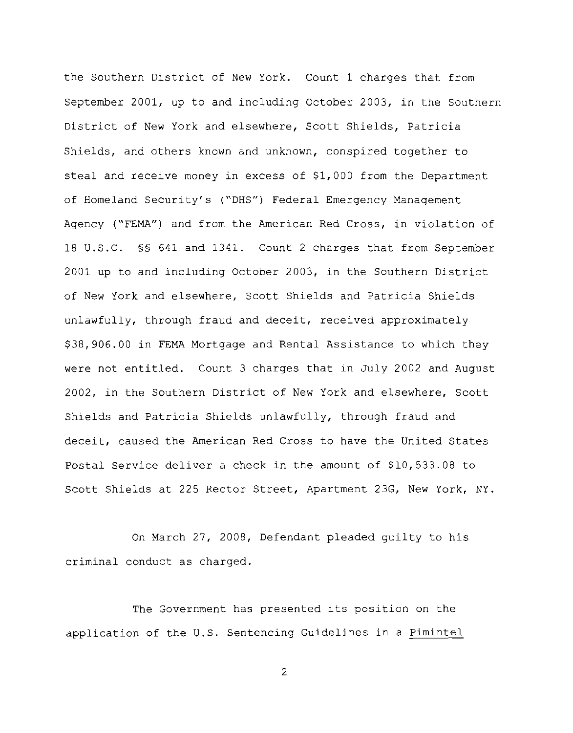the Southern District of New York. Count 1 charges that from September 2001, up to and including October 2003, in the Southern District of New York and elsewhere, Scott Shields, Patricia Shields, and others known and unknown, conspired together to steal and receive money in excess of $1,000 from the Department of Homeland Security's ("DHS") Federal Emergency Management Agency ("FEMA") and from the American Red Cross, in violation of 18 U.S.C. §§ 641 and 1341. Count 2 charges that from September 2001 up to and including October 2003, in the Southern District of New York and elsewhere, Scott Shields and Patricia Shields unlawfully, through fraud and deceit, received approximately $38,906.00 in FEMA Mortgage and Rental Assistance to which they were not entitled. Count 3 charges that in July 2002 and August 2002, in the Southern District of New York and elsewhere, Scott Shields and Patricia Shields unlawfully, through fraud and deceit, caused the American Red Cross to have the United States Postal Service deliver a check in the amount of $10,533.08 to Scott Shields at 225 Rector Street, Apartment 23G, New York, NY.

On March 27, 2008, Defendant pleaded guilty to his criminal conduct as charged.

The Government has presented its position on the application of the U.S. Sentencing Guidelines in a Pimintel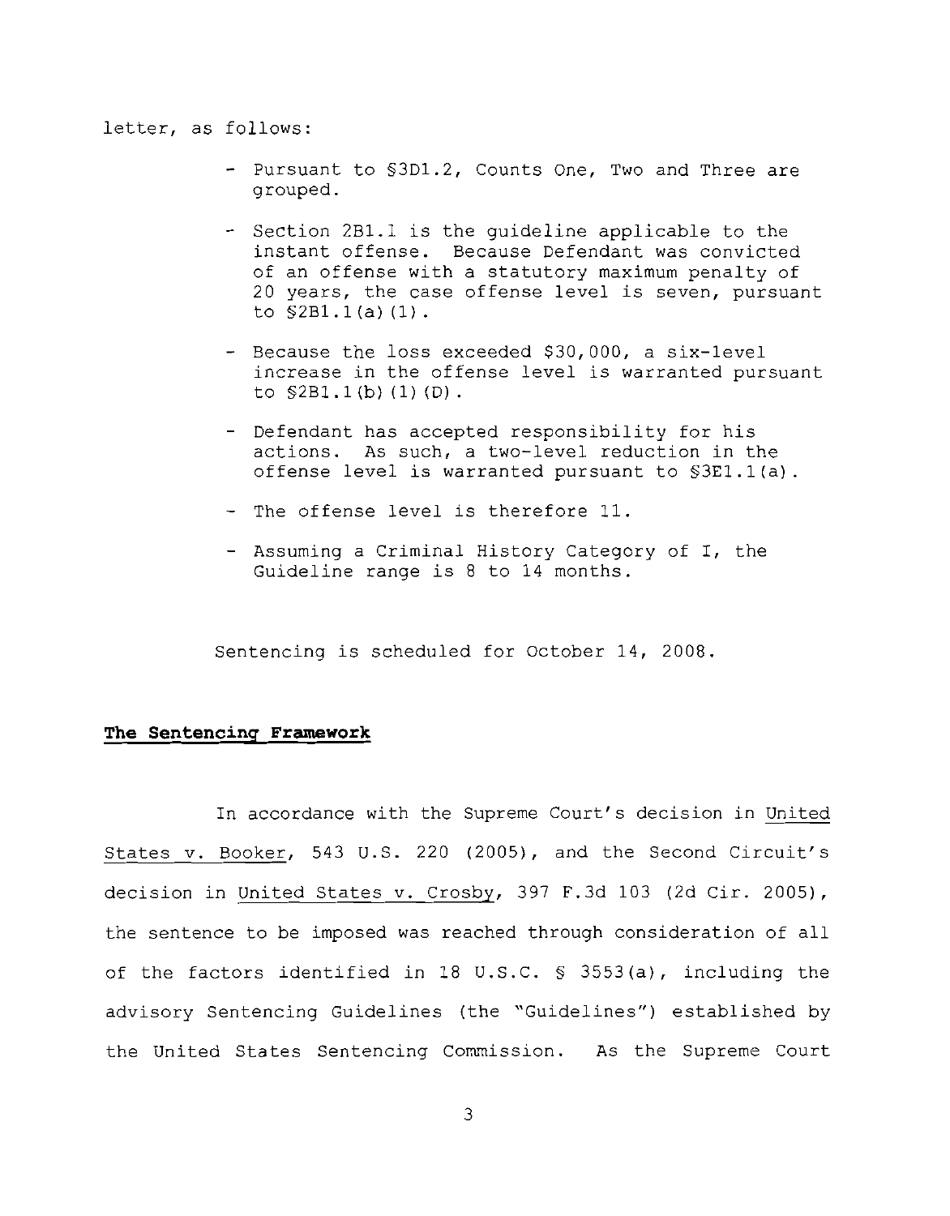letter, as follows:

- Pursuant to §3D1.2, Counts One, Two and Three are grouped.

- Section 2B1.1 is the guideline applicable to the instant offense. Because Defendant was convicted of an offense with a statutory maximum penalty of 20 years, the case offense level is seven, pursuant to §2B1.1(a)(1).

- Because the loss exceeded $30,000, a six-level increase in the offense level is warranted pursuant to §2B1.1(b)(1)(D).

- Defendant has accepted responsibility for his actions. As such, a two-level reduction in the offense level is warranted pursuant to §3E1.1(a).

- The offense level is therefore 11.

- Assuming a Criminal History Category of I, the Guideline range is 8 to 14 months.

Sentencing is scheduled for October 14, 2008.

**The Sentencing Framework**

In accordance with the Supreme Court's decision in United States v. Booker, 543 U.S. 220 (2005), and the Second Circuit's decision in United States v. Crosby, 397 F.3d 103 (2d Cir. 2005), the sentence to be imposed was reached through consideration of all of the factors identified in 18 U.S.C. § 3553(a), including the advisory Sentencing Guidelines (the "Guidelines") established by the United States Sentencing Commission. As the Supreme Court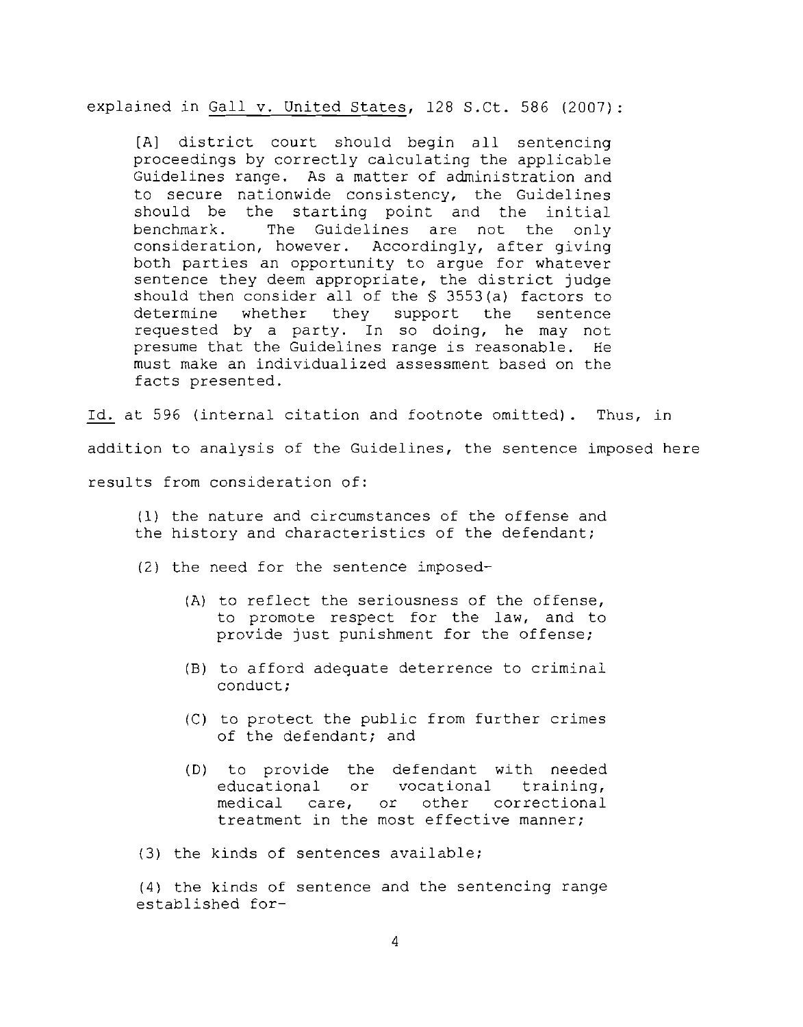explained in Gall v. United States, 128 S.Ct. 586 (2007):

> [A] district court should begin all sentencing proceedings by correctly calculating the applicable Guidelines range. As a matter of administration and to secure nationwide consistency, the Guidelines should be the starting point and the initial benchmark. The Guidelines are not the only consideration, however. Accordingly, after giving both parties an opportunity to argue for whatever sentence they deem appropriate, the district judge should then consider all of the § 3553(a) factors to determine whether they support the sentence requested by a party. In so doing, he may not presume that the Guidelines range is reasonable. He must make an individualized assessment based on the facts presented.

Id. at 596 (internal citation and footnote omitted). Thus, in addition to analysis of the Guidelines, the sentence imposed here results from consideration of:

> (1) the nature and circumstances of the offense and the history and characteristics of the defendant;
>
> (2) the need for the sentence imposed-
>
> > (A) to reflect the seriousness of the offense, to promote respect for the law, and to provide just punishment for the offense;
> >
> > (B) to afford adequate deterrence to criminal conduct;
> >
> > (C) to protect the public from further crimes of the defendant; and
> >
> > (D) to provide the defendant with needed educational or vocational training, medical care, or other correctional treatment in the most effective manner;
>
> (3) the kinds of sentences available;
>
> (4) the kinds of sentence and the sentencing range established for-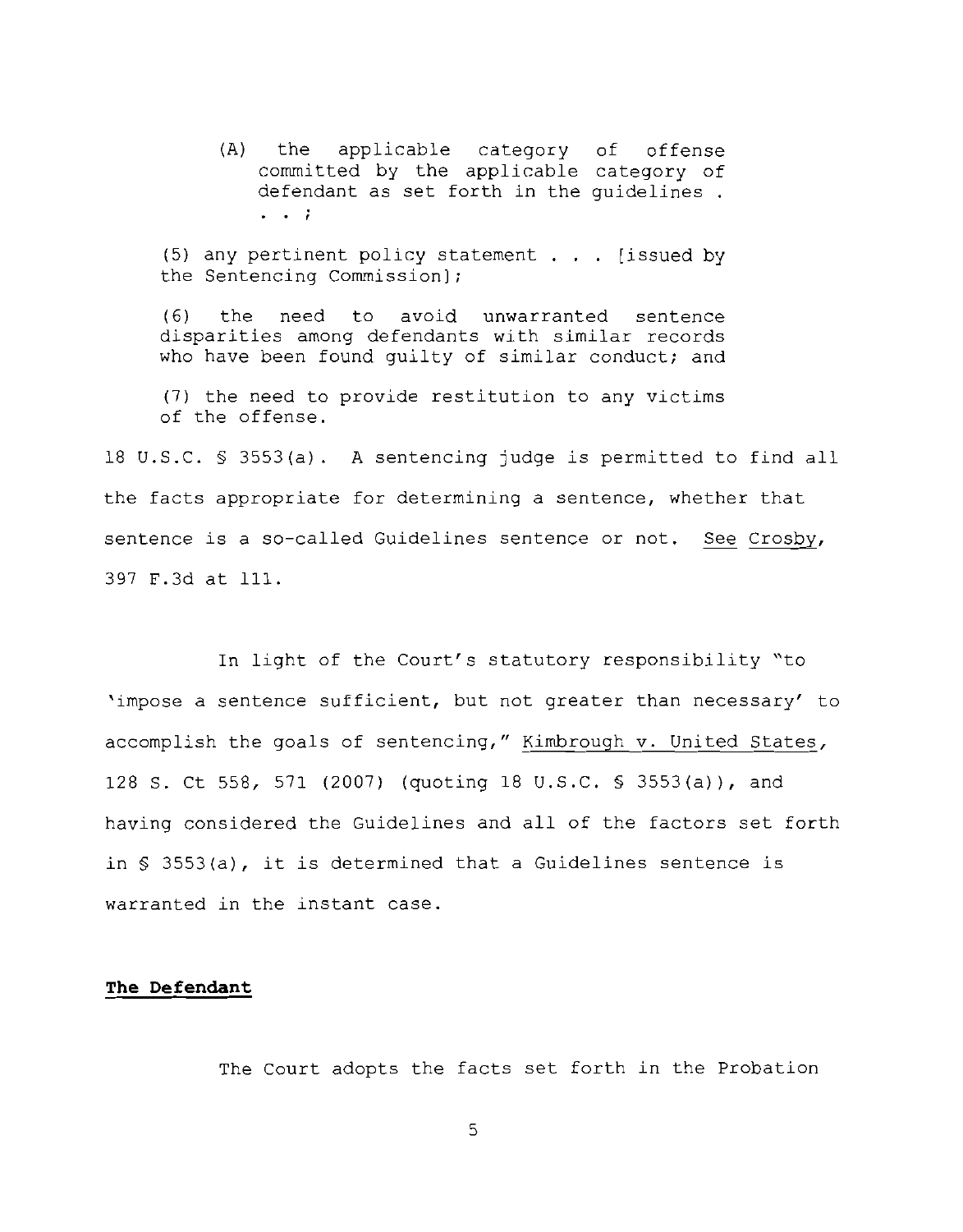> (A) the applicable category of offense committed by the applicable category of defendant as set forth in the guidelines . . . ;
>
> (5) any pertinent policy statement . . . [issued by the Sentencing Commission];
>
> (6) the need to avoid unwarranted sentence disparities among defendants with similar records who have been found guilty of similar conduct; and
>
> (7) the need to provide restitution to any victims of the offense.

18 U.S.C. § 3553(a). A sentencing judge is permitted to find all the facts appropriate for determining a sentence, whether that sentence is a so-called Guidelines sentence or not. See Crosby, 397 F.3d at 111.

In light of the Court's statutory responsibility "to 'impose a sentence sufficient, but not greater than necessary' to accomplish the goals of sentencing," Kimbrough v. United States, 128 S. Ct 558, 571 (2007) (quoting 18 U.S.C. § 3553(a)), and having considered the Guidelines and all of the factors set forth in § 3553(a), it is determined that a Guidelines sentence is warranted in the instant case.

**The Defendant**

The Court adopts the facts set forth in the Probation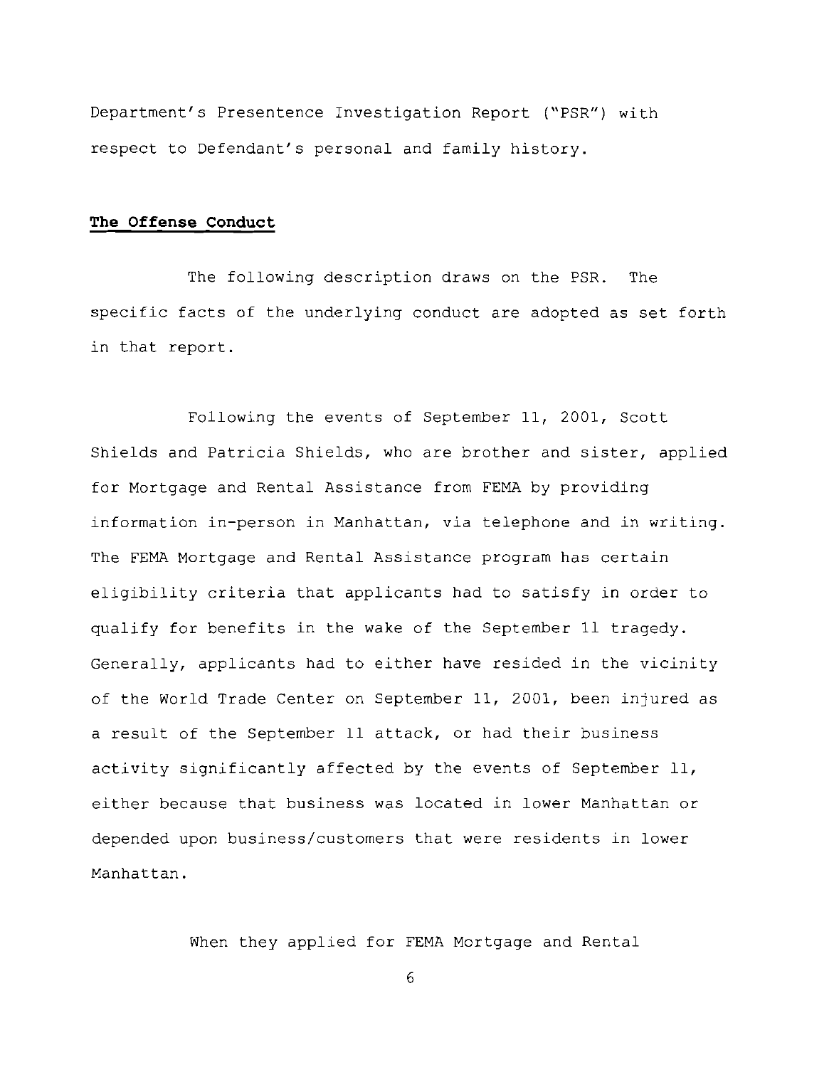Department's Presentence Investigation Report ("PSR") with respect to Defendant's personal and family history.

**The Offense Conduct**

The following description draws on the PSR. The specific facts of the underlying conduct are adopted as set forth in that report.

Following the events of September 11, 2001, Scott Shields and Patricia Shields, who are brother and sister, applied for Mortgage and Rental Assistance from FEMA by providing information in-person in Manhattan, via telephone and in writing. The FEMA Mortgage and Rental Assistance program has certain eligibility criteria that applicants had to satisfy in order to qualify for benefits in the wake of the September 11 tragedy. Generally, applicants had to either have resided in the vicinity of the World Trade Center on September 11, 2001, been injured as a result of the September 11 attack, or had their business activity significantly affected by the events of September 11, either because that business was located in lower Manhattan or depended upon business/customers that were residents in lower Manhattan.

When they applied for FEMA Mortgage and Rental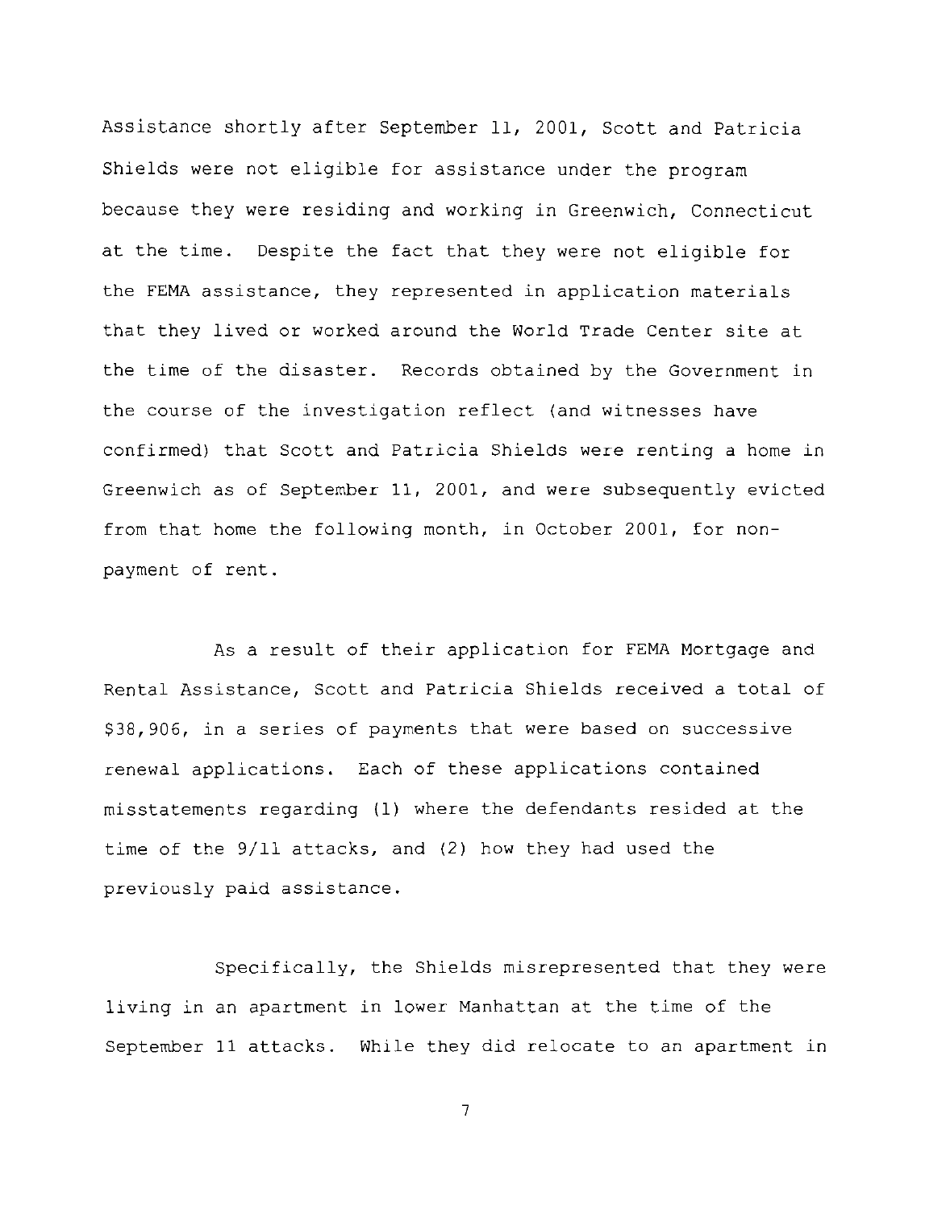Assistance shortly after September 11, 2001, Scott and Patricia Shields were not eligible for assistance under the program because they were residing and working in Greenwich, Connecticut at the time. Despite the fact that they were not eligible for the FEMA assistance, they represented in application materials that they lived or worked around the World Trade Center site at the time of the disaster. Records obtained by the Government in the course of the investigation reflect (and witnesses have confirmed) that Scott and Patricia Shields were renting a home in Greenwich as of September 11, 2001, and were subsequently evicted from that home the following month, in October 2001, for non-payment of rent.

As a result of their application for FEMA Mortgage and Rental Assistance, Scott and Patricia Shields received a total of $38,906, in a series of payments that were based on successive renewal applications. Each of these applications contained misstatements regarding (1) where the defendants resided at the time of the 9/11 attacks, and (2) how they had used the previously paid assistance.

Specifically, the Shields misrepresented that they were living in an apartment in lower Manhattan at the time of the September 11 attacks. While they did relocate to an apartment in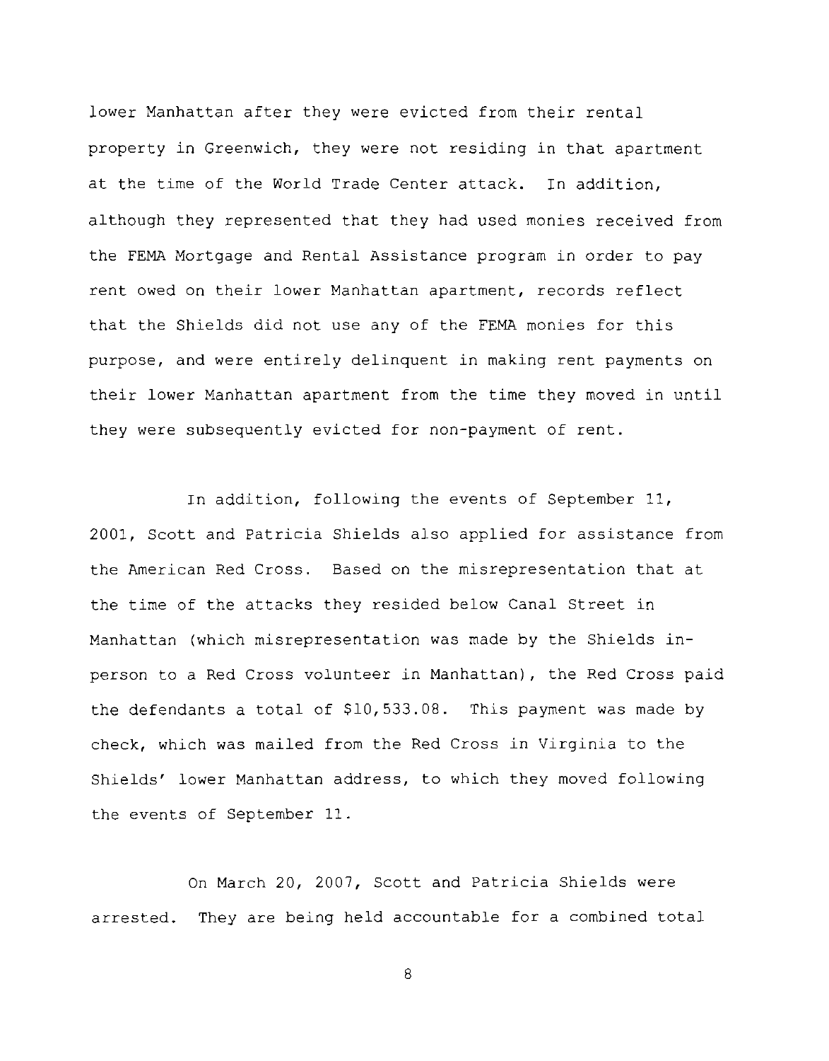lower Manhattan after they were evicted from their rental property in Greenwich, they were not residing in that apartment at the time of the World Trade Center attack. In addition, although they represented that they had used monies received from the FEMA Mortgage and Rental Assistance program in order to pay rent owed on their lower Manhattan apartment, records reflect that the Shields did not use any of the FEMA monies for this purpose, and were entirely delinquent in making rent payments on their lower Manhattan apartment from the time they moved in until they were subsequently evicted for non-payment of rent.

In addition, following the events of September 11, 2001, Scott and Patricia Shields also applied for assistance from the American Red Cross. Based on the misrepresentation that at the time of the attacks they resided below Canal Street in Manhattan (which misrepresentation was made by the Shields in-person to a Red Cross volunteer in Manhattan), the Red Cross paid the defendants a total of $10,533.08. This payment was made by check, which was mailed from the Red Cross in Virginia to the Shields' lower Manhattan address, to which they moved following the events of September 11.

On March 20, 2007, Scott and Patricia Shields were arrested. They are being held accountable for a combined total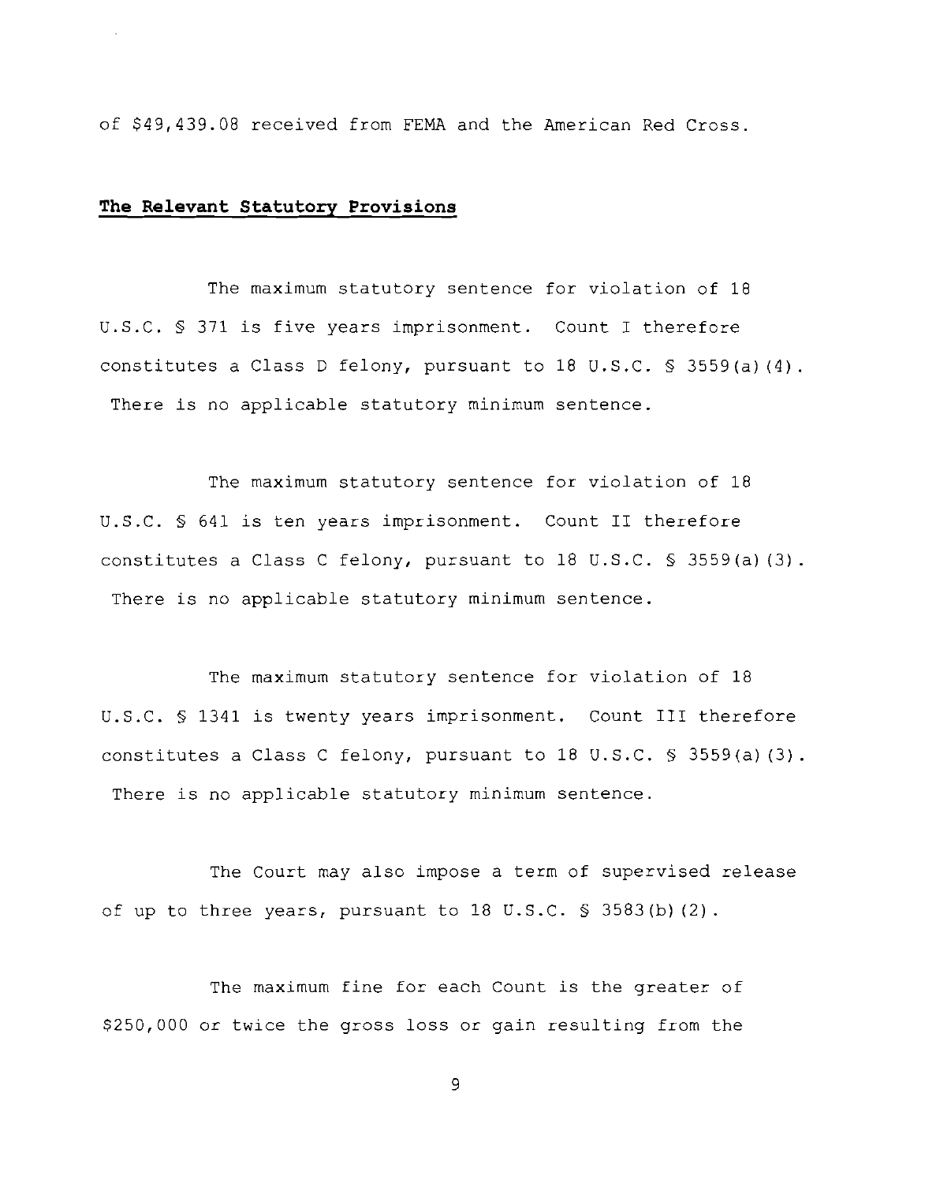of $49,439.08 received from FEMA and the American Red Cross.

**The Relevant Statutory Provisions**

The maximum statutory sentence for violation of 18 U.S.C. § 371 is five years imprisonment. Count I therefore constitutes a Class D felony, pursuant to 18 U.S.C. § 3559(a)(4). There is no applicable statutory minimum sentence.

The maximum statutory sentence for violation of 18 U.S.C. § 641 is ten years imprisonment. Count II therefore constitutes a Class C felony, pursuant to 18 U.S.C. § 3559(a)(3). There is no applicable statutory minimum sentence.

The maximum statutory sentence for violation of 18 U.S.C. § 1341 is twenty years imprisonment. Count III therefore constitutes a Class C felony, pursuant to 18 U.S.C. § 3559(a)(3). There is no applicable statutory minimum sentence.

The Court may also impose a term of supervised release of up to three years, pursuant to 18 U.S.C. § 3583(b)(2).

The maximum fine for each Count is the greater of $250,000 or twice the gross loss or gain resulting from the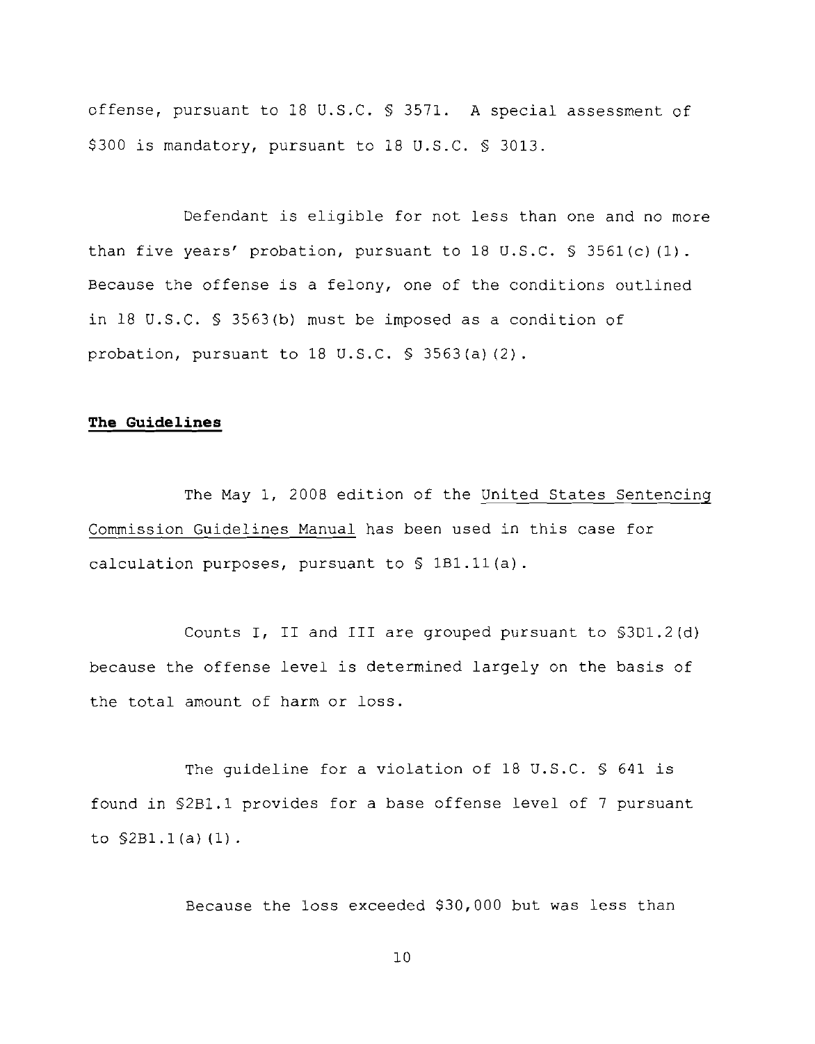offense, pursuant to 18 U.S.C. § 3571. A special assessment of $300 is mandatory, pursuant to 18 U.S.C. § 3013.

Defendant is eligible for not less than one and no more than five years' probation, pursuant to 18 U.S.C. § 3561(c)(1). Because the offense is a felony, one of the conditions outlined in 18 U.S.C. § 3563(b) must be imposed as a condition of probation, pursuant to 18 U.S.C. § 3563(a)(2).

**The Guidelines**

The May 1, 2008 edition of the United States Sentencing Commission Guidelines Manual has been used in this case for calculation purposes, pursuant to § 1B1.11(a).

Counts I, II and III are grouped pursuant to §3D1.2(d) because the offense level is determined largely on the basis of the total amount of harm or loss.

The guideline for a violation of 18 U.S.C. § 641 is found in §2B1.1 provides for a base offense level of 7 pursuant to §2B1.1(a)(1).

Because the loss exceeded $30,000 but was less than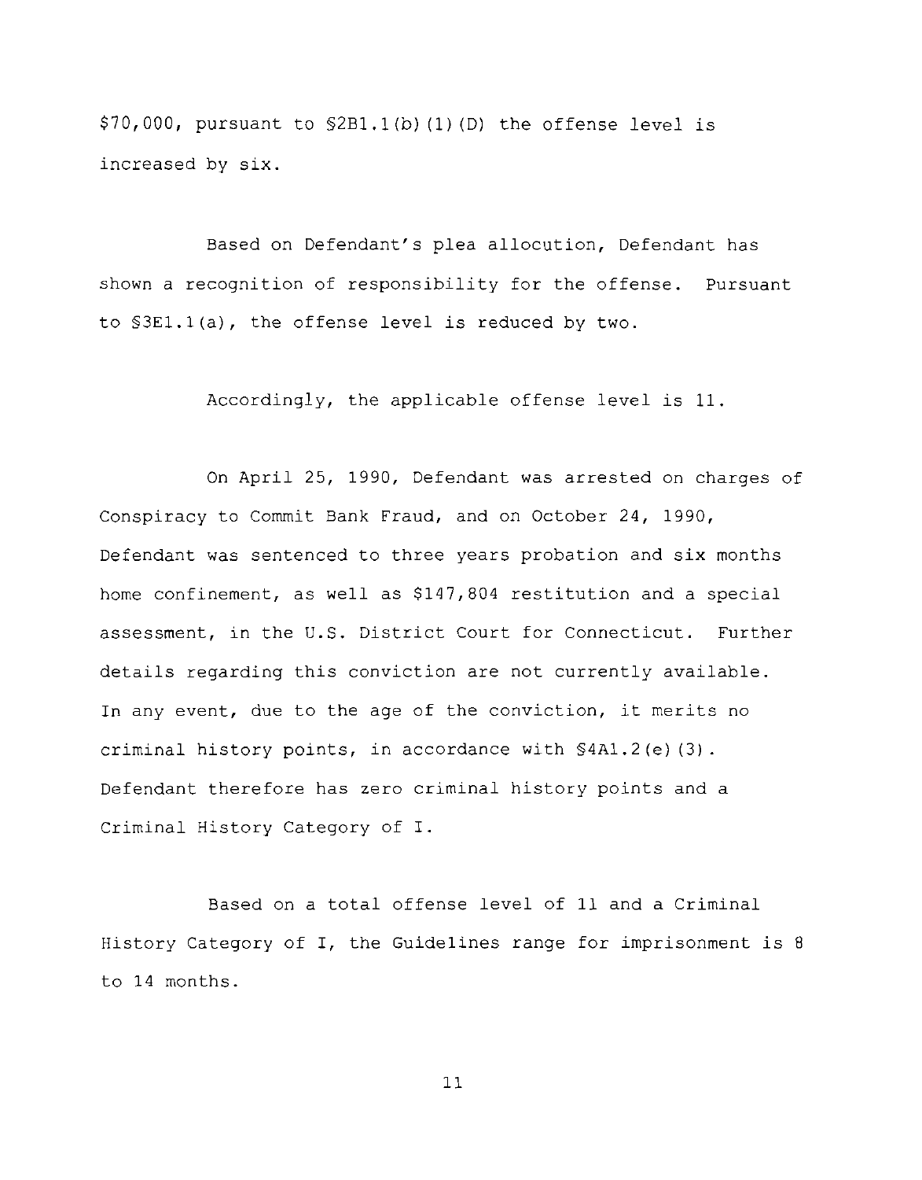$70,000, pursuant to §2B1.1(b)(1)(D) the offense level is increased by six.

Based on Defendant's plea allocution, Defendant has shown a recognition of responsibility for the offense. Pursuant to §3E1.1(a), the offense level is reduced by two.

Accordingly, the applicable offense level is 11.

On April 25, 1990, Defendant was arrested on charges of Conspiracy to Commit Bank Fraud, and on October 24, 1990, Defendant was sentenced to three years probation and six months home confinement, as well as $147,804 restitution and a special assessment, in the U.S. District Court for Connecticut. Further details regarding this conviction are not currently available. In any event, due to the age of the conviction, it merits no criminal history points, in accordance with §4A1.2(e)(3). Defendant therefore has zero criminal history points and a Criminal History Category of I.

Based on a total offense level of 11 and a Criminal History Category of I, the Guidelines range for imprisonment is 8 to 14 months.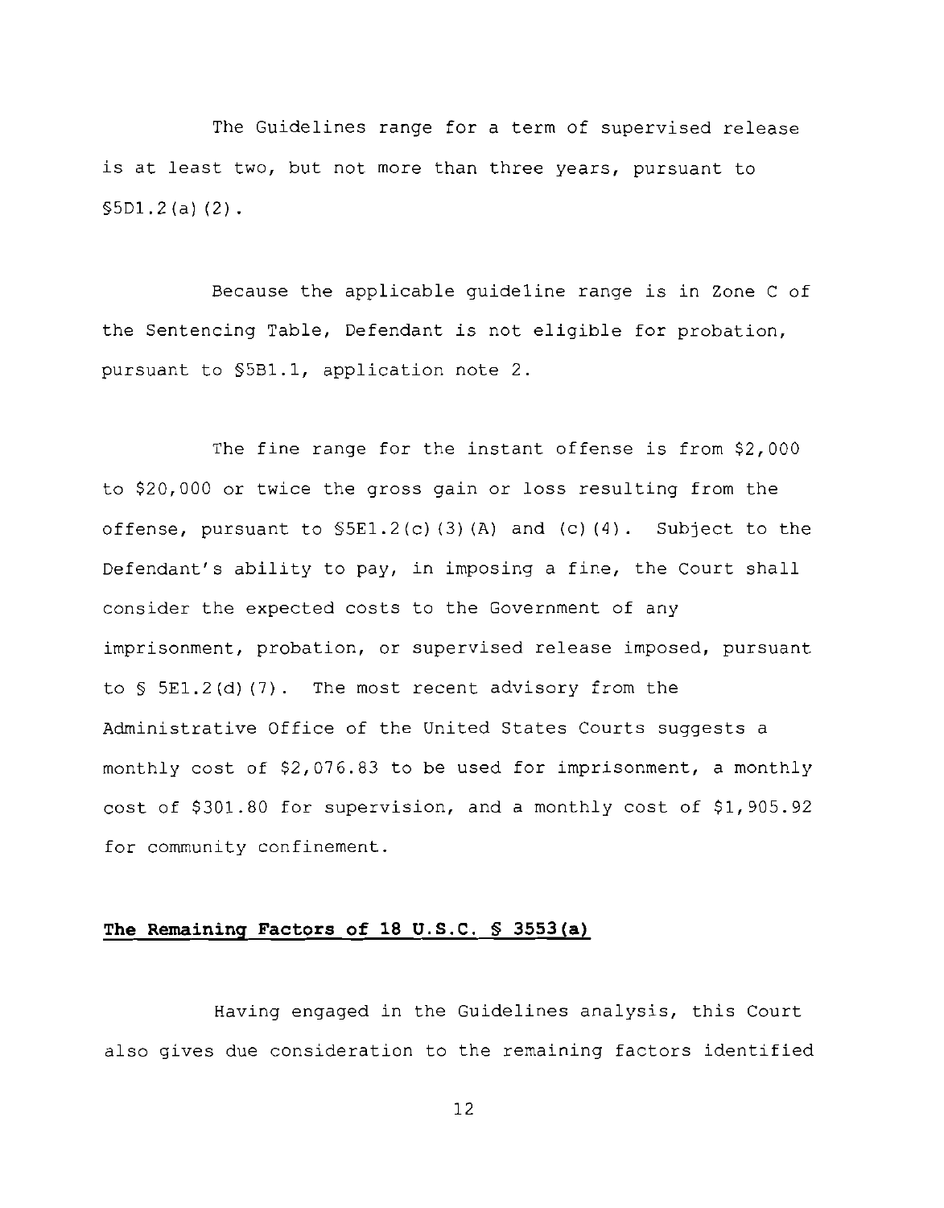The Guidelines range for a term of supervised release is at least two, but not more than three years, pursuant to §5D1.2(a)(2).

Because the applicable guideline range is in Zone C of the Sentencing Table, Defendant is not eligible for probation, pursuant to §5B1.1, application note 2.

The fine range for the instant offense is from $2,000 to $20,000 or twice the gross gain or loss resulting from the offense, pursuant to §5E1.2(c)(3)(A) and (c)(4). Subject to the Defendant's ability to pay, in imposing a fine, the Court shall consider the expected costs to the Government of any imprisonment, probation, or supervised release imposed, pursuant to § 5E1.2(d)(7). The most recent advisory from the Administrative Office of the United States Courts suggests a monthly cost of $2,076.83 to be used for imprisonment, a monthly cost of $301.80 for supervision, and a monthly cost of $1,905.92 for community confinement.

**The Remaining Factors of 18 U.S.C. § 3553(a)**

Having engaged in the Guidelines analysis, this Court also gives due consideration to the remaining factors identified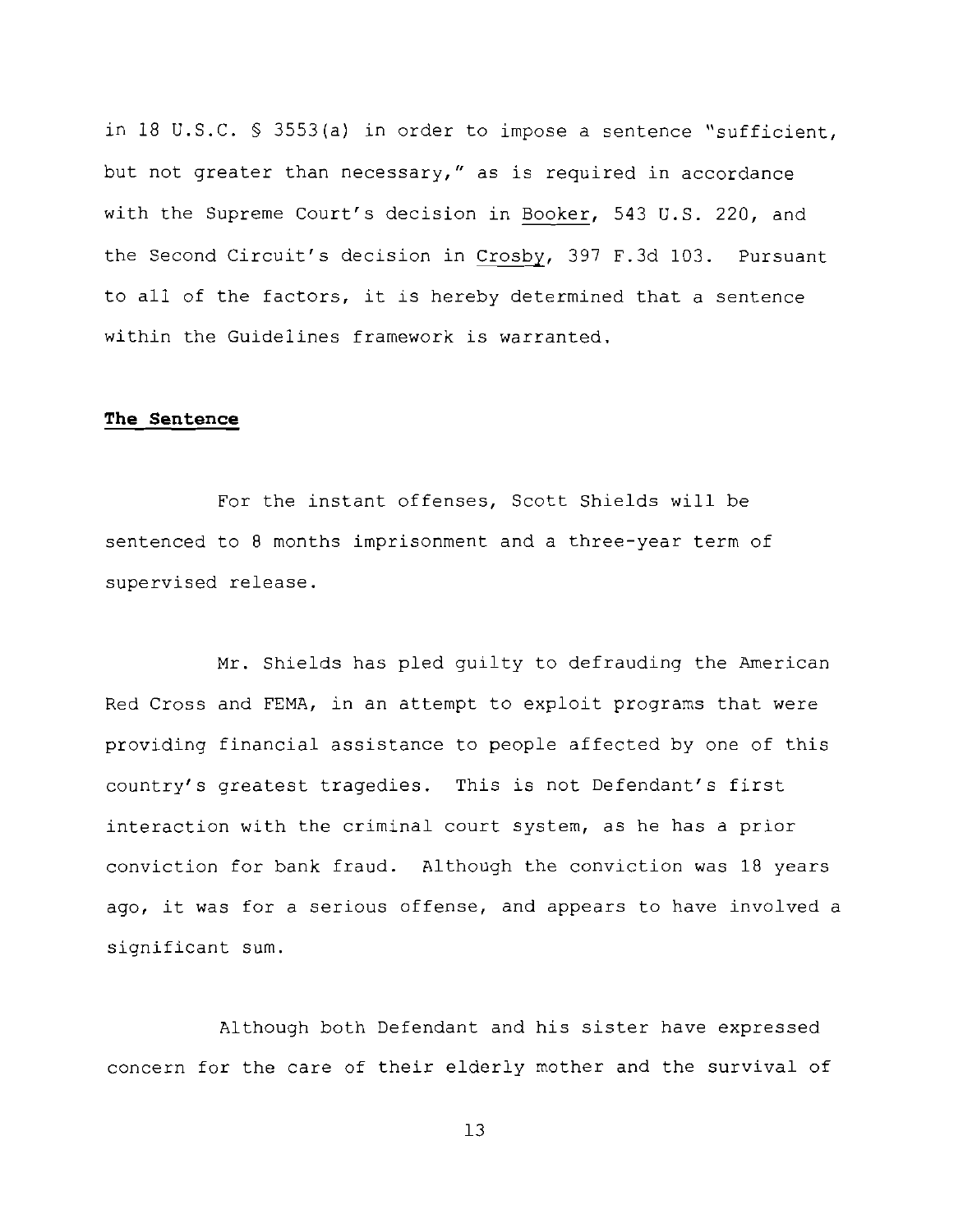in 18 U.S.C. § 3553(a) in order to impose a sentence "sufficient, but not greater than necessary," as is required in accordance with the Supreme Court's decision in Booker, 543 U.S. 220, and the Second Circuit's decision in Crosby, 397 F.3d 103. Pursuant to all of the factors, it is hereby determined that a sentence within the Guidelines framework is warranted.

**The Sentence**

For the instant offenses, Scott Shields will be sentenced to 8 months imprisonment and a three-year term of supervised release.

Mr. Shields has pled guilty to defrauding the American Red Cross and FEMA, in an attempt to exploit programs that were providing financial assistance to people affected by one of this country's greatest tragedies. This is not Defendant's first interaction with the criminal court system, as he has a prior conviction for bank fraud. Although the conviction was 18 years ago, it was for a serious offense, and appears to have involved a significant sum.

Although both Defendant and his sister have expressed concern for the care of their elderly mother and the survival of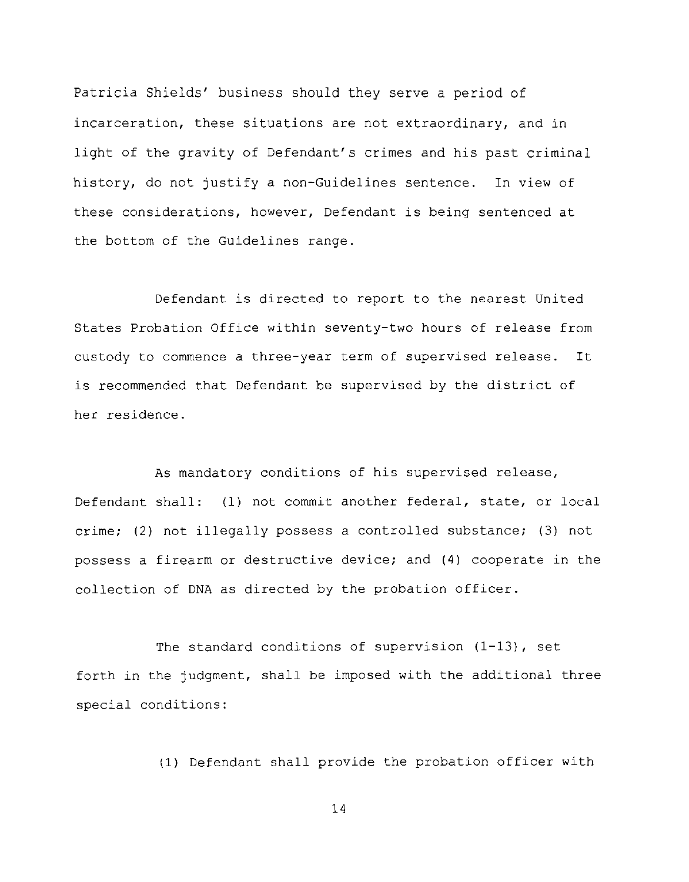Patricia Shields' business should they serve a period of incarceration, these situations are not extraordinary, and in light of the gravity of Defendant's crimes and his past criminal history, do not justify a non-Guidelines sentence. In view of these considerations, however, Defendant is being sentenced at the bottom of the Guidelines range.

Defendant is directed to report to the nearest United States Probation Office within seventy-two hours of release from custody to commence a three-year term of supervised release. It is recommended that Defendant be supervised by the district of her residence.

As mandatory conditions of his supervised release, Defendant shall: (1) not commit another federal, state, or local crime; (2) not illegally possess a controlled substance; (3) not possess a firearm or destructive device; and (4) cooperate in the collection of DNA as directed by the probation officer.

The standard conditions of supervision (1-13), set forth in the judgment, shall be imposed with the additional three special conditions:

(1) Defendant shall provide the probation officer with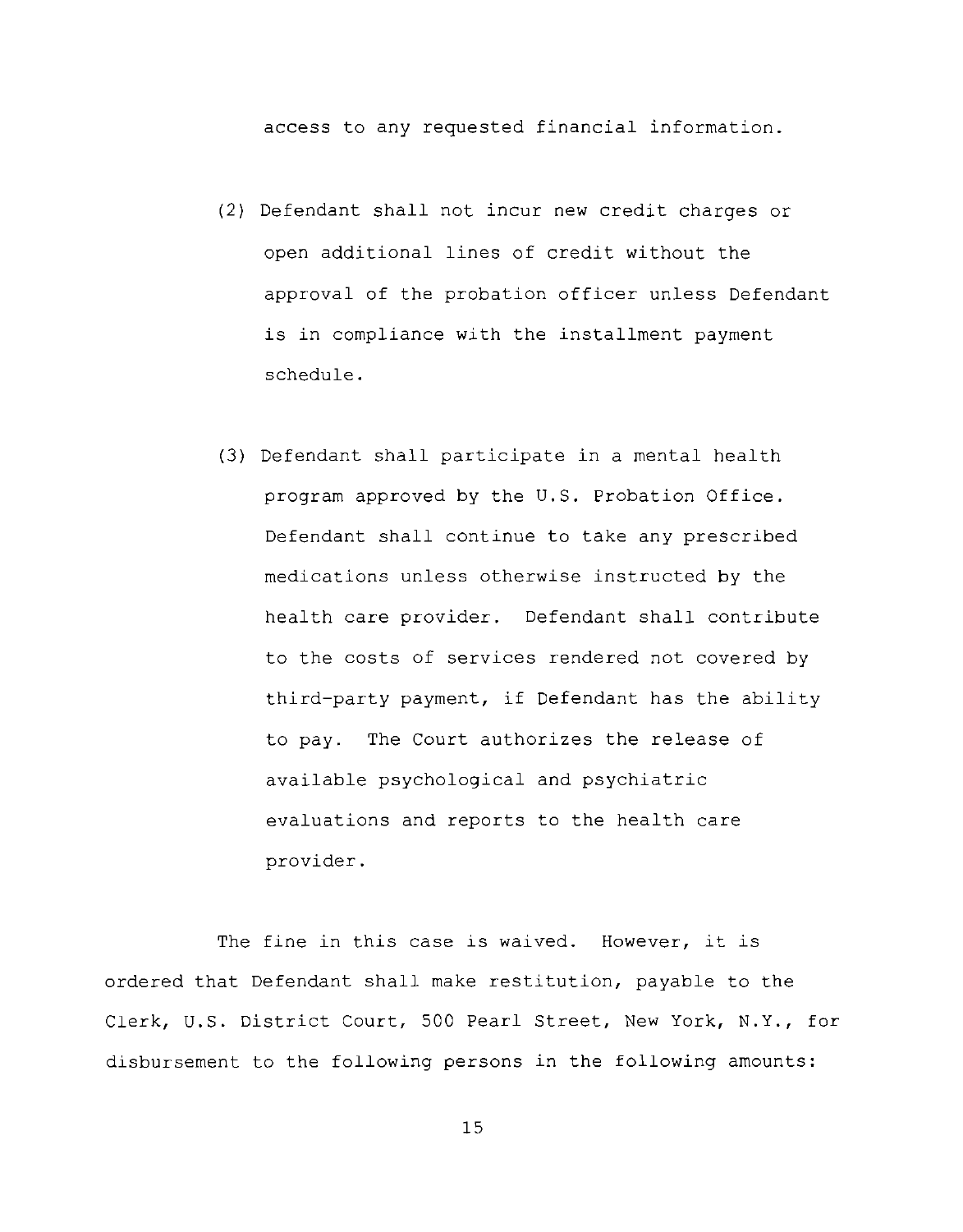access to any requested financial information.

(2) Defendant shall not incur new credit charges or open additional lines of credit without the approval of the probation officer unless Defendant is in compliance with the installment payment schedule.

(3) Defendant shall participate in a mental health program approved by the U.S. Probation Office. Defendant shall continue to take any prescribed medications unless otherwise instructed by the health care provider. Defendant shall contribute to the costs of services rendered not covered by third-party payment, if Defendant has the ability to pay. The Court authorizes the release of available psychological and psychiatric evaluations and reports to the health care provider.

The fine in this case is waived. However, it is ordered that Defendant shall make restitution, payable to the Clerk, U.S. District Court, 500 Pearl Street, New York, N.Y., for disbursement to the following persons in the following amounts: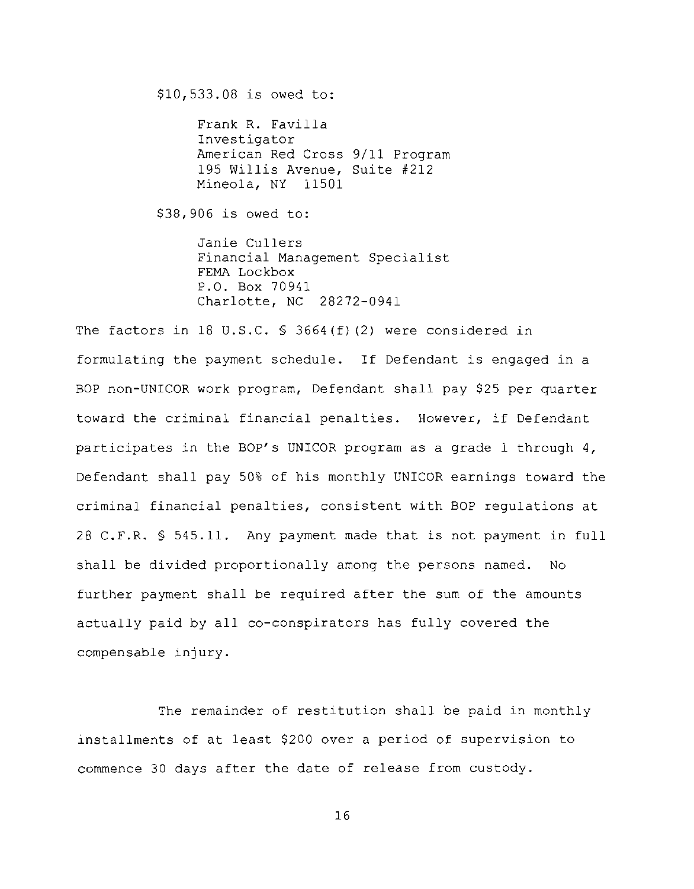$10,533.08 is owed to:

Frank R. Favilla
Investigator
American Red Cross 9/11 Program
195 Willis Avenue, Suite #212
Mineola, NY 11501

$38,906 is owed to:

Janie Cullers
Financial Management Specialist
FEMA Lockbox
P.O. Box 70941
Charlotte, NC 28272-0941

The factors in 18 U.S.C. § 3664(f)(2) were considered in formulating the payment schedule. If Defendant is engaged in a BOP non-UNICOR work program, Defendant shall pay $25 per quarter toward the criminal financial penalties. However, if Defendant participates in the BOP's UNICOR program as a grade 1 through 4, Defendant shall pay 50% of his monthly UNICOR earnings toward the criminal financial penalties, consistent with BOP regulations at 28 C.F.R. § 545.11. Any payment made that is not payment in full shall be divided proportionally among the persons named. No further payment shall be required after the sum of the amounts actually paid by all co-conspirators has fully covered the compensable injury.

The remainder of restitution shall be paid in monthly installments of at least $200 over a period of supervision to commence 30 days after the date of release from custody.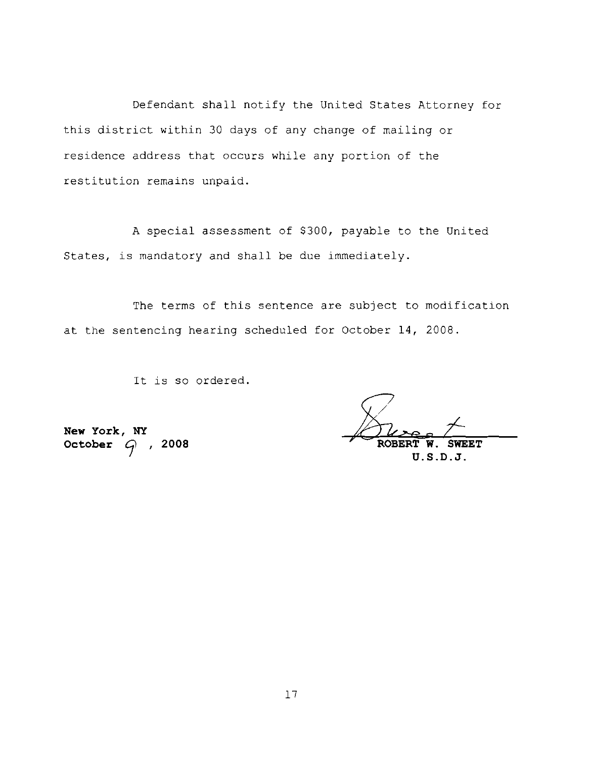Defendant shall notify the United States Attorney for this district within 30 days of any change of mailing or residence address that occurs while any portion of the restitution remains unpaid.

A special assessment of $300, payable to the United States, is mandatory and shall be due immediately.

The terms of this sentence are subject to modification at the sentencing hearing scheduled for October 14, 2008.

It is so ordered.

**New York, NY**
**October 9 , 2008**

**ROBERT W. SWEET**
**U.S.D.J.**